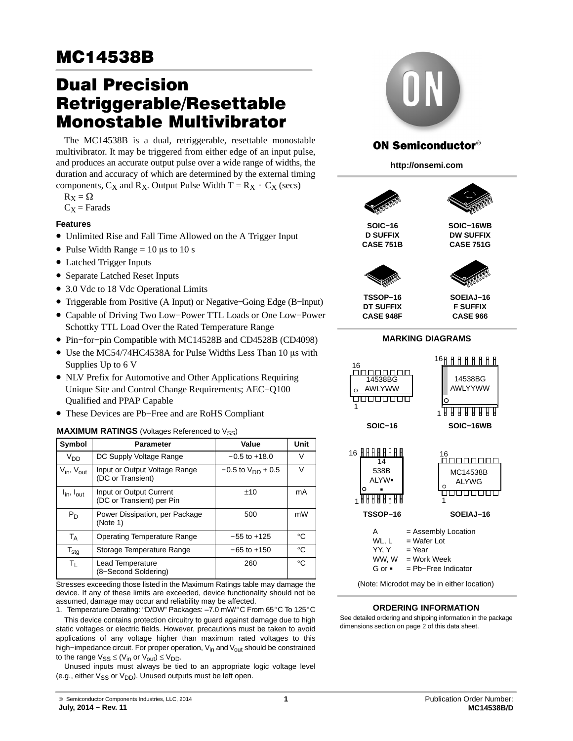# MC14538B

# Dual Precision Retriggerable/Resettable Monostable Multivibrator

The MC14538B is a dual, retriggerable, resettable monostable multivibrator. It may be triggered from either edge of an input pulse, and produces an accurate output pulse over a wide range of widths, the duration and accuracy of which are determined by the external timing components, $C_X$ and $R_X$. Output Pulse Width $T = R_X \cdot C_X$ (secs)

$R_X = \Omega$

$C_X$ = Farads

### Features

- Unlimited Rise and Fall Time Allowed on the A Trigger Input
- Pulse Width Range = 10 μs to 10 s
- Latched Trigger Inputs
- Separate Latched Reset Inputs
- 3.0 Vdc to 18 Vdc Operational Limits
- Triggerable from Positive (A Input) or Negative−Going Edge (B−Input)
- Capable of Driving Two Low−Power TTL Loads or One Low−Power Schottky TTL Load Over the Rated Temperature Range
- Pin−for−pin Compatible with MC14528B and CD4528B (CD4098)
- Use the MC54/74HC4538A for Pulse Widths Less Than 10 μs with Supplies Up to 6 V
- NLV Prefix for Automotive and Other Applications Requiring Unique Site and Control Change Requirements; AEC−Q100 Qualified and PPAP Capable
- These Devices are Pb−Free and are RoHS Compliant

**MAXIMUM RATINGS** (Voltages Referenced to $V_{SS}$)

| Symbol | Parameter | Value | Unit |
|---|---|---|---|
| $V_{DD}$ | DC Supply Voltage Range | −0.5 to +18.0 | V |
| $V_{in}$, $V_{out}$ | Input or Output Voltage Range (DC or Transient) | −0.5 to $V_{DD}$ + 0.5 | V |
| $I_{in}$, $I_{out}$ | Input or Output Current (DC or Transient) per Pin | ±10 | mA |
| $P_D$ | Power Dissipation, per Package (Note 1) | 500 | mW |
| $T_A$ | Operating Temperature Range | −55 to +125 | °C |
| $T_{stg}$ | Storage Temperature Range | −65 to +150 | °C |
| $T_L$ | Lead Temperature (8−Second Soldering) | 260 | °C |

Stresses exceeding those listed in the Maximum Ratings table may damage the device. If any of these limits are exceeded, device functionality should not be assumed, damage may occur and reliability may be affected.

1. Temperature Derating: "D/DW" Packages: –7.0 mW/°C From 65°C To 125°C

This device contains protection circuitry to guard against damage due to high static voltages or electric fields. However, precautions must be taken to avoid applications of any voltage higher than maximum rated voltages to this high−impedance circuit. For proper operation, $V_{in}$ and $V_{out}$ should be constrained to the range $V_{SS} \le (V_{in} \text{ or } V_{out}) \le V_{DD}$.

Unused inputs must always be tied to an appropriate logic voltage level (e.g., either $V_{SS}$ or $V_{DD}$). Unused outputs must be left open.

**ON Semiconductor®**

**http://onsemi.com**

SOIC−16
D SUFFIX
CASE 751B

SOIC−16WB
DW SUFFIX
CASE 751G

TSSOP−16
DT SUFFIX
CASE 948F

SOEIAJ−16
F SUFFIX
CASE 966

### MARKING DIAGRAMS

16
14538BG
AWLYWW
1
SOIC−16

16
14538BG
AWLYYWW
1
SOIC−16WB

16
14
538B
ALYW▪
▪
1
TSSOP−16

16
MC14538B
ALYWG
1
SOEIAJ−16

A = Assembly Location
WL, L = Wafer Lot
YY, Y = Year
WW, W = Work Week
G or ▪ = Pb−Free Indicator

(Note: Microdot may be in either location)

### ORDERING INFORMATION

See detailed ordering and shipping information in the package dimensions section on page 2 of this data sheet.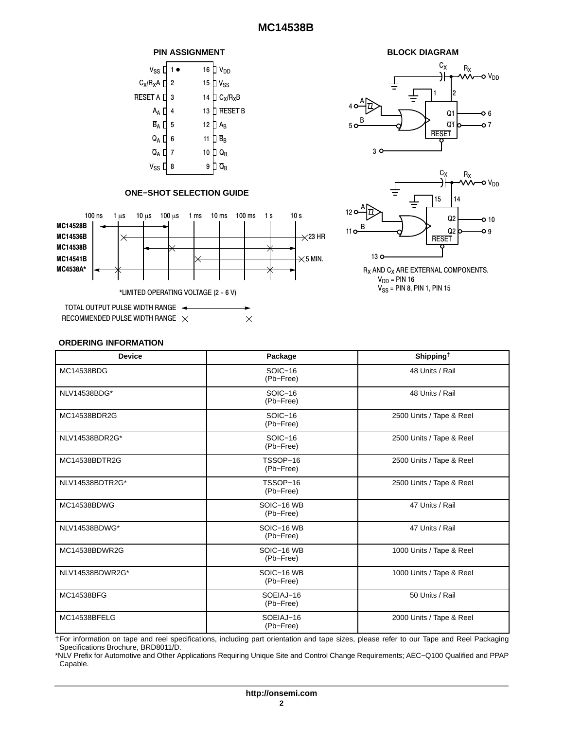## PIN ASSIGNMENT

| | | | |
|---|---|---|---|
| $V_{SS}$ | 1 | 16 | $V_{DD}$ |
| $C_X/R_XA$ | 2 | 15 | $V_{SS}$ |
| $\overline{RESET}$ A | 3 | 14 | $C_X/R_XB$ |
| $A_A$ | 4 | 13 | $\overline{RESET}$ B |
| $\overline{B}_A$ | 5 | 12 | $A_B$ |
| $Q_A$ | 6 | 11 | $\overline{B}_B$ |
| $\overline{Q}_A$ | 7 | 10 | $Q_B$ |
| $V_{SS}$ | 8 | 9 | $\overline{Q}_B$ |

## BLOCK DIAGRAM

$C_X$ $R_X$ $V_{DD}$
1 2
4 A
5 B
Q1 6
$\overline{Q1}$ 7
$\overline{RESET}$
3

$C_X$ $R_X$ $V_{DD}$
15 14
12 A
11 B
Q2 10
$\overline{Q2}$ 9
$\overline{RESET}$
13

$R_X$ AND $C_X$ ARE EXTERNAL COMPONENTS.
$V_{DD}$ = PIN 16
$V_{SS}$ = PIN 8, PIN 1, PIN 15

## ONE−SHOT SELECTION GUIDE

100 ns 1 μs 10 μs 100 μs 1 ms 10 ms 100 ms 1 s 10 s

MC14528B
MC14536B
MC14538B
MC14541B
MC4538A*

23 HR
5 MIN.

*LIMITED OPERATING VOLTAGE (2 − 6 V)

TOTAL OUTPUT PULSE WIDTH RANGE
RECOMMENDED PULSE WIDTH RANGE

## ORDERING INFORMATION

| Device | Package | Shipping† |
|---|---|---|
| MC14538BDG | SOIC−16 (Pb−Free) | 48 Units / Rail |
| NLV14538BDG* | SOIC−16 (Pb−Free) | 48 Units / Rail |
| MC14538BDR2G | SOIC−16 (Pb−Free) | 2500 Units / Tape & Reel |
| NLV14538BDR2G* | SOIC−16 (Pb−Free) | 2500 Units / Tape & Reel |
| MC14538BDTR2G | TSSOP−16 (Pb−Free) | 2500 Units / Tape & Reel |
| NLV14538BDTR2G* | TSSOP−16 (Pb−Free) | 2500 Units / Tape & Reel |
| MC14538BDWG | SOIC−16 WB (Pb−Free) | 47 Units / Rail |
| NLV14538BDWG* | SOIC−16 WB (Pb−Free) | 47 Units / Rail |
| MC14538BDWR2G | SOIC−16 WB (Pb−Free) | 1000 Units / Tape & Reel |
| NLV14538BDWR2G* | SOIC−16 WB (Pb−Free) | 1000 Units / Tape & Reel |
| MC14538BFG | SOEIAJ−16 (Pb−Free) | 50 Units / Rail |
| MC14538BFELG | SOEIAJ−16 (Pb−Free) | 2000 Units / Tape & Reel |

†For information on tape and reel specifications, including part orientation and tape sizes, please refer to our Tape and Reel Packaging Specifications Brochure, BRD8011/D.

*NLV Prefix for Automotive and Other Applications Requiring Unique Site and Control Change Requirements; AEC−Q100 Qualified and PPAP Capable.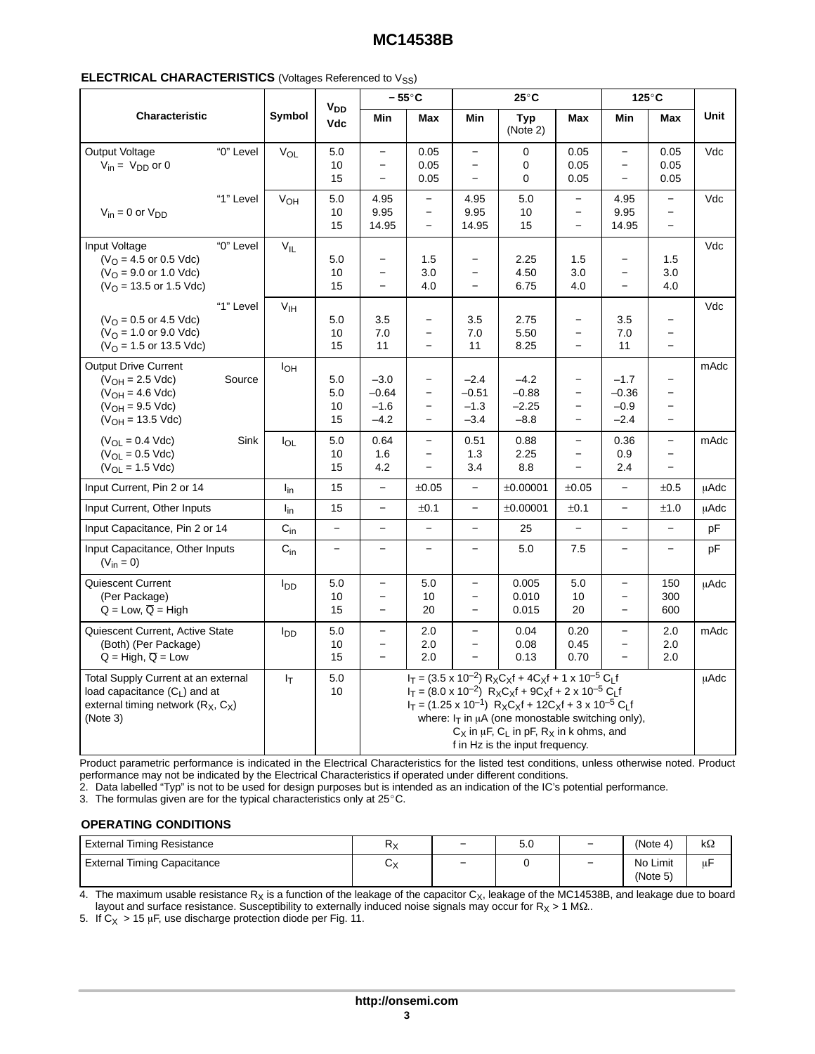## ELECTRICAL CHARACTERISTICS (Voltages Referenced to $V_{SS}$)

| Characteristic | Symbol | $V_{DD}$ Vdc | – 55°C Min | – 55°C Max | 25°C Min | 25°C Typ (Note 2) | 25°C Max | 125°C Min | 125°C Max | Unit |
|---|---|---|---|---|---|---|---|---|---|---|
| Output Voltage "0" Level $V_{in}$ = $V_{DD}$ or 0 | $V_{OL}$ | 5.0<br>10<br>15 | –<br>–<br>– | 0.05<br>0.05<br>0.05 | –<br>–<br>– | 0<br>0<br>0 | 0.05<br>0.05<br>0.05 | –<br>–<br>– | 0.05<br>0.05<br>0.05 | Vdc |
| "1" Level $V_{in}$ = 0 or $V_{DD}$ | $V_{OH}$ | 5.0<br>10<br>15 | 4.95<br>9.95<br>14.95 | –<br>–<br>– | 4.95<br>9.95<br>14.95 | 5.0<br>10<br>15 | –<br>–<br>– | 4.95<br>9.95<br>14.95 | –<br>–<br>– | Vdc |
| Input Voltage "0" Level<br>($V_O$ = 4.5 or 0.5 Vdc)<br>($V_O$ = 9.0 or 1.0 Vdc)<br>($V_O$ = 13.5 or 1.5 Vdc) | $V_{IL}$ | 5.0<br>10<br>15 | –<br>–<br>– | 1.5<br>3.0<br>4.0 | –<br>–<br>– | 2.25<br>4.50<br>6.75 | 1.5<br>3.0<br>4.0 | –<br>–<br>– | 1.5<br>3.0<br>4.0 | Vdc |
| "1" Level<br>($V_O$ = 0.5 or 4.5 Vdc)<br>($V_O$ = 1.0 or 9.0 Vdc)<br>($V_O$ = 1.5 or 13.5 Vdc) | $V_{IH}$ | 5.0<br>10<br>15 | 3.5<br>7.0<br>11 | –<br>–<br>– | 3.5<br>7.0<br>11 | 2.75<br>5.50<br>8.25 | –<br>–<br>– | 3.5<br>7.0<br>11 | –<br>–<br>– | Vdc |
| Output Drive Current Source<br>($V_{OH}$ = 2.5 Vdc)<br>($V_{OH}$ = 4.6 Vdc)<br>($V_{OH}$ = 9.5 Vdc)<br>($V_{OH}$ = 13.5 Vdc) | $I_{OH}$ | 5.0<br>5.0<br>10<br>15 | –3.0<br>–0.64<br>–1.6<br>–4.2 | –<br>–<br>–<br>– | –2.4<br>–0.51<br>–1.3<br>–3.4 | –4.2<br>–0.88<br>–2.25<br>–8.8 | –<br>–<br>–<br>– | –1.7<br>–0.36<br>–0.9<br>–2.4 | –<br>–<br>–<br>– | mAdc |
| Sink<br>($V_{OL}$ = 0.4 Vdc)<br>($V_{OL}$ = 0.5 Vdc)<br>($V_{OL}$ = 1.5 Vdc) | $I_{OL}$ | 5.0<br>10<br>15 | 0.64<br>1.6<br>4.2 | –<br>–<br>– | 0.51<br>1.3<br>3.4 | 0.88<br>2.25<br>8.8 | –<br>–<br>– | 0.36<br>0.9<br>2.4 | –<br>–<br>– | mAdc |
| Input Current, Pin 2 or 14 | $I_{in}$ | 15 | – | ±0.05 | – | ±0.00001 | ±0.05 | – | ±0.5 | μAdc |
| Input Current, Other Inputs | $I_{in}$ | 15 | – | ±0.1 | – | ±0.00001 | ±0.1 | – | ±1.0 | μAdc |
| Input Capacitance, Pin 2 or 14 | $C_{in}$ | – | – | – | – | 25 | – | – | – | pF |
| Input Capacitance, Other Inputs ($V_{in}$ = 0) | $C_{in}$ | – | – | – | – | 5.0 | 7.5 | – | – | pF |
| Quiescent Current (Per Package) Q = Low, $\overline{Q}$ = High | $I_{DD}$ | 5.0<br>10<br>15 | –<br>–<br>– | 5.0<br>10<br>20 | –<br>–<br>– | 0.005<br>0.010<br>0.015 | 5.0<br>10<br>20 | –<br>–<br>– | 150<br>300<br>600 | μAdc |
| Quiescent Current, Active State (Both) (Per Package) Q = High, $\overline{Q}$ = Low | $I_{DD}$ | 5.0<br>10<br>15 | –<br>–<br>– | 2.0<br>2.0<br>2.0 | –<br>–<br>– | 0.04<br>0.08<br>0.13 | 0.20<br>0.45<br>0.70 | –<br>–<br>– | 2.0<br>2.0<br>2.0 | mAdc |
| Total Supply Current at an external load capacitance ($C_L$) and at external timing network ($R_X$, $C_X$) (Note 3) | $I_T$ | 5.0<br>10 | $I_T = (3.5 \times 10^{-2})\ R_XC_Xf + 4C_Xf + 1 \times 10^{-5}\ C_Lf$<br>$I_T = (8.0 \times 10^{-2})\ R_XC_Xf + 9C_Xf + 2 \times 10^{-5}\ C_Lf$<br>$I_T = (1.25 \times 10^{-1})\ R_XC_Xf + 12C_Xf + 3 \times 10^{-5}\ C_Lf$<br>where: $I_T$ in μA (one monostable switching only), $C_X$ in μF, $C_L$ in pF, $R_X$ in k ohms, and f in Hz is the input frequency. | | | | | | | μAdc |

Product parametric performance is indicated in the Electrical Characteristics for the listed test conditions, unless otherwise noted. Product performance may not be indicated by the Electrical Characteristics if operated under different conditions.

2. Data labelled "Typ" is not to be used for design purposes but is intended as an indication of the IC's potential performance.
3. The formulas given are for the typical characteristics only at 25°C.

### OPERATING CONDITIONS

| | | | | | | |
|---|---|---|---|---|---|---|
| External Timing Resistance | $R_X$ | – | 5.0 | – | (Note 4) | kΩ |
| External Timing Capacitance | $C_X$ | – | 0 | – | No Limit (Note 5) | μF |

4. The maximum usable resistance $R_X$ is a function of the leakage of the capacitor $C_X$, leakage of the MC14538B, and leakage due to board layout and surface resistance. Susceptibility to externally induced noise signals may occur for $R_X$ > 1 MΩ..
5. If $C_X$ > 15 μF, use discharge protection diode per Fig. 11.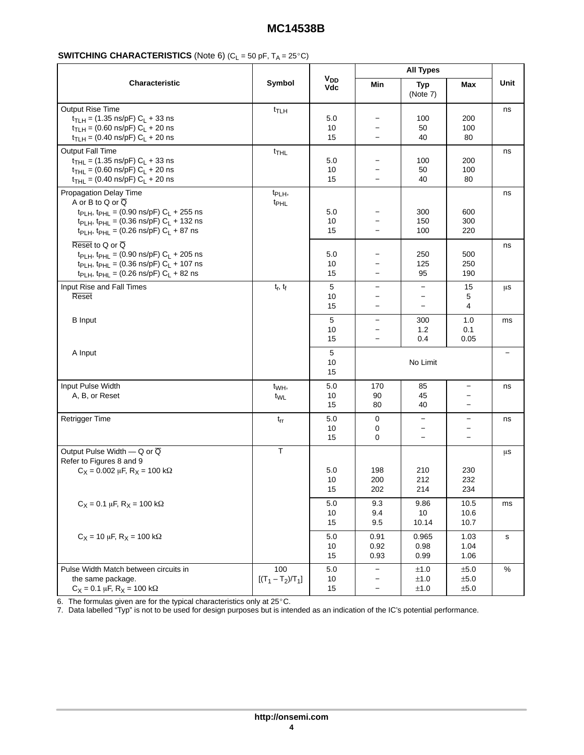**SWITCHING CHARACTERISTICS** (Note 6) ($C_L$ = 50 pF, $T_A$ = 25°C)

| Characteristic | Symbol | $V_{DD}$ Vdc | All Types | | | Unit |
|---|---|---|---|---|---|---|
| | | | Min | Typ (Note 7) | Max | |
| Output Rise Time | $t_{TLH}$ | | | | | ns |
| $t_{TLH}$ = (1.35 ns/pF) $C_L$ + 33 ns | | 5.0 | – | 100 | 200 | |
| $t_{TLH}$ = (0.60 ns/pF) $C_L$ + 20 ns | | 10 | – | 50 | 100 | |
| $t_{TLH}$ = (0.40 ns/pF) $C_L$ + 20 ns | | 15 | – | 40 | 80 | |
| Output Fall Time | $t_{THL}$ | | | | | ns |
| $t_{THL}$ = (1.35 ns/pF) $C_L$ + 33 ns | | 5.0 | – | 100 | 200 | |
| $t_{THL}$ = (0.60 ns/pF) $C_L$ + 20 ns | | 10 | – | 50 | 100 | |
| $t_{THL}$ = (0.40 ns/pF) $C_L$ + 20 ns | | 15 | – | 40 | 80 | |
| Propagation Delay Time A or B to Q or $\overline{Q}$ | $t_{PLH}$, $t_{PHL}$ | | | | | ns |
| $t_{PLH}$, $t_{PHL}$ = (0.90 ns/pF) $C_L$ + 255 ns | | 5.0 | – | 300 | 600 | |
| $t_{PLH}$, $t_{PHL}$ = (0.36 ns/pF) $C_L$ + 132 ns | | 10 | – | 150 | 300 | |
| $t_{PLH}$, $t_{PHL}$ = (0.26 ns/pF) $C_L$ + 87 ns | | 15 | – | 100 | 220 | |
| $\overline{\text{Reset}}$ to Q or $\overline{Q}$ | | | | | | ns |
| $t_{PLH}$, $t_{PHL}$ = (0.90 ns/pF) $C_L$ + 205 ns | | 5.0 | – | 250 | 500 | |
| $t_{PLH}$, $t_{PHL}$ = (0.36 ns/pF) $C_L$ + 107 ns | | 10 | – | 125 | 250 | |
| $t_{PLH}$, $t_{PHL}$ = (0.26 ns/pF) $C_L$ + 82 ns | | 15 | – | 95 | 190 | |
| Input Rise and Fall Times $\overline{\text{Reset}}$ | $t_r$, $t_f$ | 5 | – | – | 15 | μs |
| | | 10 | – | – | 5 | |
| | | 15 | – | – | 4 | |
| B Input | | 5 | – | 300 | 1.0 | ms |
| | | 10 | – | 1.2 | 0.1 | |
| | | 15 | – | 0.4 | 0.05 | |
| A Input | | 5 | No Limit | | | – |
| | | 10 | | | | |
| | | 15 | | | | |
| Input Pulse Width A, B, or Reset | $t_{WH}$, $t_{WL}$ | 5.0 | 170 | 85 | – | ns |
| | | 10 | 90 | 45 | – | |
| | | 15 | 80 | 40 | – | |
| Retrigger Time | $t_{rr}$ | 5.0 | 0 | – | – | ns |
| | | 10 | 0 | – | – | |
| | | 15 | 0 | – | – | |
| Output Pulse Width — Q or $\overline{Q}$ Refer to Figures 8 and 9 | T | | | | | μs |
| $C_X$ = 0.002 μF, $R_X$ = 100 kΩ | | 5.0 | 198 | 210 | 230 | |
| | | 10 | 200 | 212 | 232 | |
| | | 15 | 202 | 214 | 234 | |
| $C_X$ = 0.1 μF, $R_X$ = 100 kΩ | | 5.0 | 9.3 | 9.86 | 10.5 | ms |
| | | 10 | 9.4 | 10 | 10.6 | |
| | | 15 | 9.5 | 10.14 | 10.7 | |
| $C_X$ = 10 μF, $R_X$ = 100 kΩ | | 5.0 | 0.91 | 0.965 | 1.03 | s |
| | | 10 | 0.92 | 0.98 | 1.04 | |
| | | 15 | 0.93 | 0.99 | 1.06 | |
| Pulse Width Match between circuits in the same package. $C_X$ = 0.1 μF, $R_X$ = 100 kΩ | 100 $[(T_1 - T_2)/T_1]$ | 5.0 | – | ±1.0 | ±5.0 | % |
| | | 10 | – | ±1.0 | ±5.0 | |
| | | 15 | – | ±1.0 | ±5.0 | |

6. The formulas given are for the typical characteristics only at 25°C.
7. Data labelled “Typ” is not to be used for design purposes but is intended as an indication of the IC’s potential performance.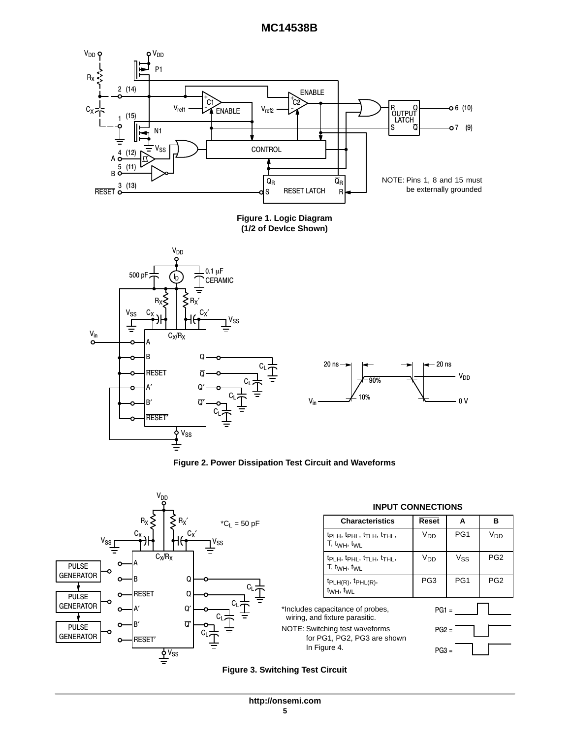**Figure 1. Logic Diagram (1/2 of Device Shown)**

NOTE: Pins 1, 8 and 15 must be externally grounded

**Figure 2. Power Dissipation Test Circuit and Waveforms**

**INPUT CONNECTIONS**

| Characteristics | Reset | A | B |
|---|---|---|---|
| $t_{PLH}$, $t_{PHL}$, $t_{TLH}$, $t_{THL}$, T, $t_{WH}$, $t_{WL}$ | $V_{DD}$ | PG1 | $V_{DD}$ |
| $t_{PLH}$, $t_{PHL}$, $t_{TLH}$, $t_{THL}$, T, $t_{WH}$, $t_{WL}$ | $V_{DD}$ | $V_{SS}$ | PG2 |
| $t_{PLH(R)}$, $t_{PHL(R)}$, $t_{WH}$, $t_{WL}$ | PG3 | PG1 | PG2 |

*$C_L$ = 50 pF

*Includes capacitance of probes, wiring, and fixture parasitic.

NOTE: Switching test waveforms for PG1, PG2, PG3 are shown In Figure 4.

**Figure 3. Switching Test Circuit**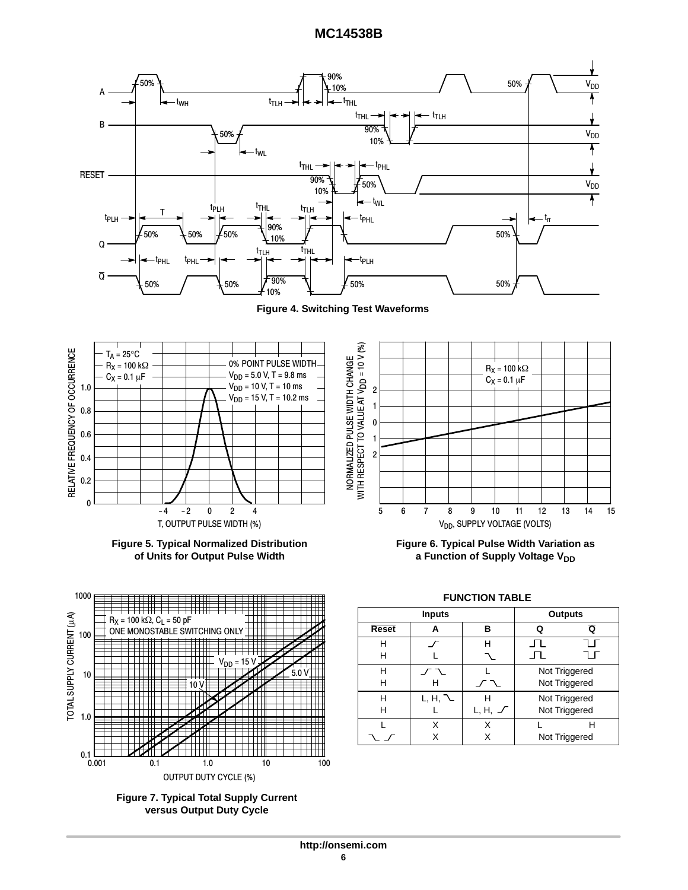A

B

RESET

Q

$\overline{Q}$

50%

$t_{WH}$

$t_{TLH}$

$t_{THL}$

90%

10%

$V_{DD}$

$t_{THL}$

$t_{TLH}$

50%

$t_{WL}$

$t_{PHL}$

$t_{WL}$

T

$t_{PLH}$

$t_{PHL}$

$t_{rr}$

**Figure 4. Switching Test Waveforms**

$T_A$ = 25°C
$R_X$ = 100 kΩ
$C_X$ = 0.1 μF

0% POINT PULSE WIDTH
$V_{DD}$ = 5.0 V, T = 9.8 ms
$V_{DD}$ = 10 V, T = 10 ms
$V_{DD}$ = 15 V, T = 10.2 ms

RELATIVE FREQUENCY OF OCCURRENCE

1.0, 0.8, 0.6, 0.4, 0.2, 0

– 4, – 2, 0, 2, 4

T, OUTPUT PULSE WIDTH (%)

**Figure 5. Typical Normalized Distribution of Units for Output Pulse Width**

$R_X$ = 100 kΩ
$C_X$ = 0.1 μF

NORMALIZED PULSE WIDTH CHANGE WITH RESPECT TO VALUE AT $V_{DD}$ = 10 V (%)

2, 1, 0, 1, 2

5, 6, 7, 8, 9, 10, 11, 12, 13, 14, 15

$V_{DD}$, SUPPLY VOLTAGE (VOLTS)

**Figure 6. Typical Pulse Width Variation as a Function of Supply Voltage $V_{DD}$**

$R_X$ = 100 kΩ, $C_L$ = 50 pF
ONE MONOSTABLE SWITCHING ONLY

$V_{DD}$ = 15 V

5.0 V

10 V

TOTAL SUPPLY CURRENT (μA)

1000, 100, 10, 1.0, 0.1

0.001, 0.1, 1.0, 10, 100

OUTPUT DUTY CYCLE (%)

**Figure 7. Typical Total Supply Current versus Output Duty Cycle**

**FUNCTION TABLE**

| Inputs | | | Outputs | |
|---|---|---|---|---|
| $\overline{Reset}$ | A | B | Q | $\overline{Q}$ |
| H | ↗ | H | ⊓ | ⊔ |
| H | L | ↘ | ⊓ | ⊔ |
| H | ↗ ↘ | L | Not Triggered | |
| H | H | ↗ ↘ | Not Triggered | |
| H | L, H, ↘ | H | Not Triggered | |
| H | L | L, H, ↗ | Not Triggered | |
| L | X | X | L | H |
| ↘ ↗ | X | X | Not Triggered | |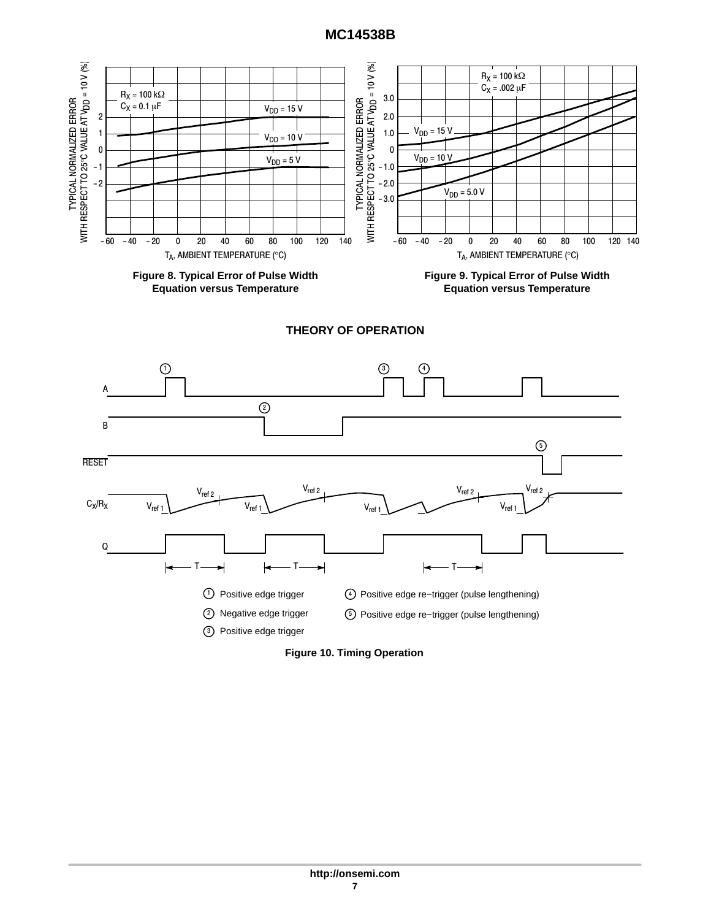TYPICAL NORMALIZED ERROR WITH RESPECT TO 25°C VALUE AT $V_{DD}$ = 10 V (%)

$R_X$ = 100 kΩ
$C_X$ = 0.1 μF

$V_{DD}$ = 15 V
$V_{DD}$ = 10 V
$V_{DD}$ = 5 V

2
1
0
– 1
– 2

– 60 – 40 – 20 0 20 40 60 80 100 120 140

$T_A$, AMBIENT TEMPERATURE (°C)

**Figure 8. Typical Error of Pulse Width Equation versus Temperature**

TYPICAL NORMALIZED ERROR WITH RESPECT TO 25°C VALUE AT $V_{DD}$ = 10 V (%)

$R_X$ = 100 kΩ
$C_X$ = .002 μF

$V_{DD}$ = 15 V
$V_{DD}$ = 10 V
$V_{DD}$ = 5.0 V

3.0
2.0
1.0
0
– 1.0
– 2.0
– 3.0

– 60 – 40 – 20 0 20 40 60 80 100 120 140

$T_A$, AMBIENT TEMPERATURE (°C)

**Figure 9. Typical Error of Pulse Width Equation versus Temperature**

## THEORY OF OPERATION

A
B
RESET
$C_X/R_X$
Q

$V_{ref\ 1}$
$V_{ref\ 2}$
T

① Positive edge trigger
② Negative edge trigger
③ Positive edge trigger
④ Positive edge re−trigger (pulse lengthening)
⑤ Positive edge re−trigger (pulse lengthening)

**Figure 10. Timing Operation**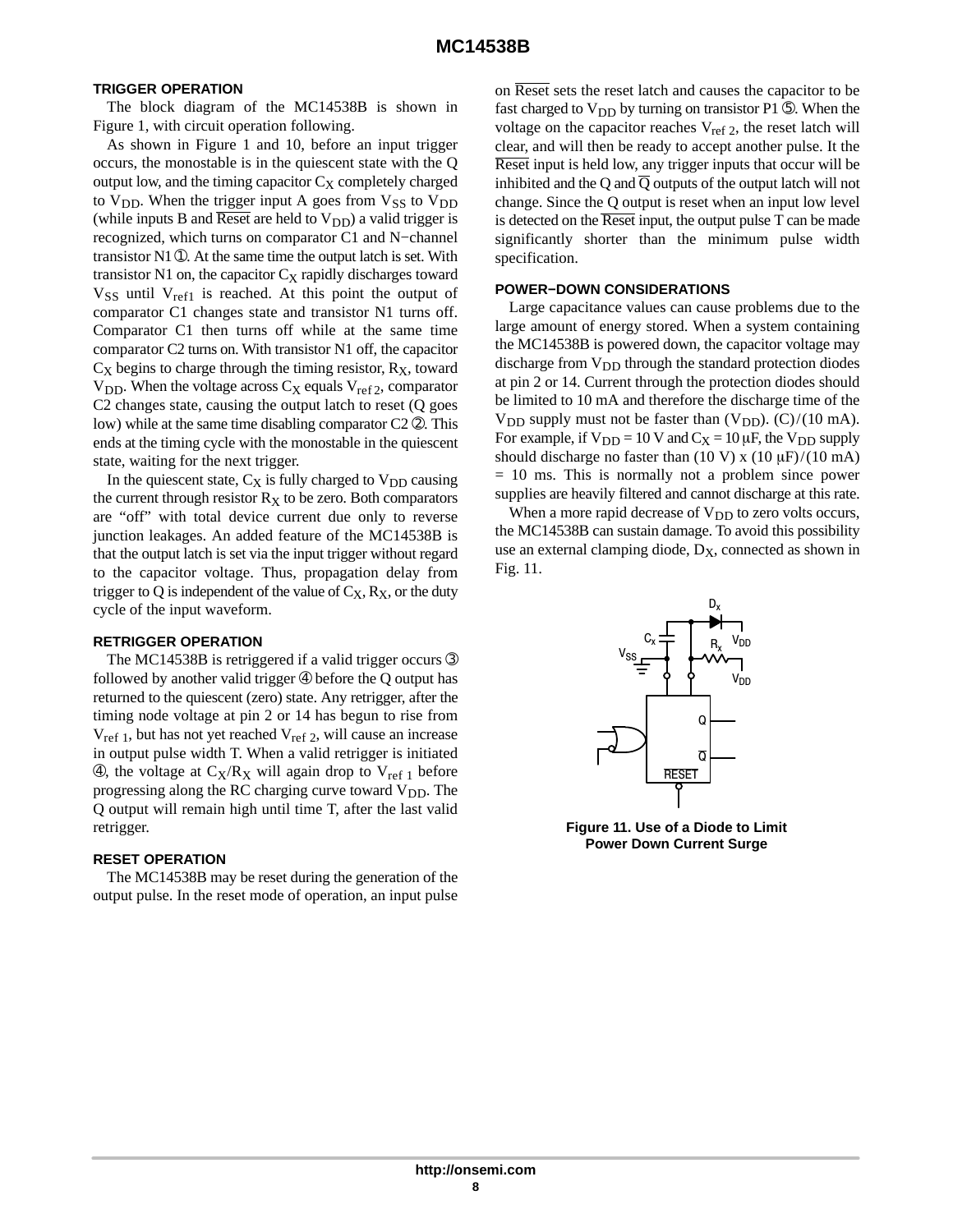### TRIGGER OPERATION

The block diagram of the MC14538B is shown in Figure 1, with circuit operation following.

As shown in Figure 1 and 10, before an input trigger occurs, the monostable is in the quiescent state with the Q output low, and the timing capacitor $C_X$ completely charged to $V_{DD}$. When the trigger input A goes from $V_{SS}$ to $V_{DD}$ (while inputs B and $\overline{\text{Reset}}$ are held to $V_{DD}$) a valid trigger is recognized, which turns on comparator C1 and N−channel transistor N1 ①. At the same time the output latch is set. With transistor N1 on, the capacitor $C_X$ rapidly discharges toward $V_{SS}$ until $V_{ref1}$ is reached. At this point the output of comparator C1 changes state and transistor N1 turns off. Comparator C1 then turns off while at the same time comparator C2 turns on. With transistor N1 off, the capacitor $C_X$ begins to charge through the timing resistor, $R_X$, toward $V_{DD}$. When the voltage across $C_X$ equals $V_{ref\,2}$, comparator C2 changes state, causing the output latch to reset (Q goes low) while at the same time disabling comparator C2 ②. This ends at the timing cycle with the monostable in the quiescent state, waiting for the next trigger.

In the quiescent state, $C_X$ is fully charged to $V_{DD}$ causing the current through resistor $R_X$ to be zero. Both comparators are "off" with total device current due only to reverse junction leakages. An added feature of the MC14538B is that the output latch is set via the input trigger without regard to the capacitor voltage. Thus, propagation delay from trigger to Q is independent of the value of $C_X$, $R_X$, or the duty cycle of the input waveform.

### RETRIGGER OPERATION

The MC14538B is retriggered if a valid trigger occurs ③ followed by another valid trigger ④ before the Q output has returned to the quiescent (zero) state. Any retrigger, after the timing node voltage at pin 2 or 14 has begun to rise from $V_{ref\,1}$, but has not yet reached $V_{ref\,2}$, will cause an increase in output pulse width T. When a valid retrigger is initiated ④, the voltage at $C_X/R_X$ will again drop to $V_{ref\,1}$ before progressing along the RC charging curve toward $V_{DD}$. The Q output will remain high until time T, after the last valid retrigger.

### RESET OPERATION

The MC14538B may be reset during the generation of the output pulse. In the reset mode of operation, an input pulse on $\overline{\text{Reset}}$ sets the reset latch and causes the capacitor to be fast charged to $V_{DD}$ by turning on transistor P1 ⑤. When the voltage on the capacitor reaches $V_{ref\,2}$, the reset latch will clear, and will then be ready to accept another pulse. It the $\overline{\text{Reset}}$ input is held low, any trigger inputs that occur will be inhibited and the Q and $\overline{\text{Q}}$ outputs of the output latch will not change. Since the Q output is reset when an input low level is detected on the $\overline{\text{Reset}}$ input, the output pulse T can be made significantly shorter than the minimum pulse width specification.

### POWER−DOWN CONSIDERATIONS

Large capacitance values can cause problems due to the large amount of energy stored. When a system containing the MC14538B is powered down, the capacitor voltage may discharge from $V_{DD}$ through the standard protection diodes at pin 2 or 14. Current through the protection diodes should be limited to 10 mA and therefore the discharge time of the $V_{DD}$ supply must not be faster than $(V_{DD}).\ (C)/(10\text{ mA})$. For example, if $V_{DD}$ = 10 V and $C_X$ = 10 μF, the $V_{DD}$ supply should discharge no faster than (10 V) x (10 μF)/(10 mA) = 10 ms. This is normally not a problem since power supplies are heavily filtered and cannot discharge at this rate.

When a more rapid decrease of $V_{DD}$ to zero volts occurs, the MC14538B can sustain damage. To avoid this possibility use an external clamping diode, $D_X$, connected as shown in Fig. 11.

$D_x$
$C_x$
$R_x$
$V_{DD}$
$V_{SS}$
$V_{DD}$
Q
$\overline{\text{Q}}$
$\overline{\text{RESET}}$

**Figure 11. Use of a Diode to Limit Power Down Current Surge**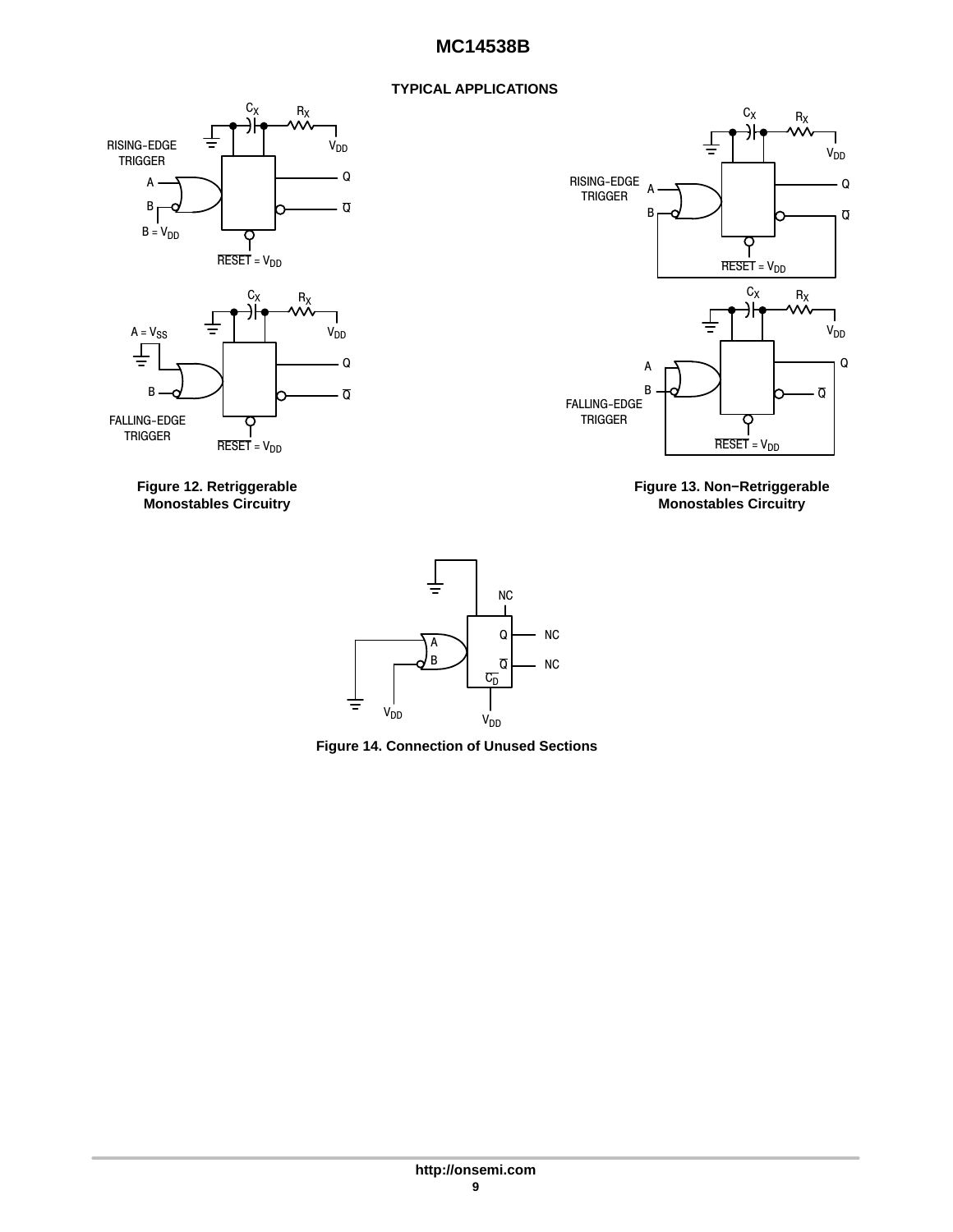## TYPICAL APPLICATIONS

$C_X$

$R_X$

RISING-EDGE TRIGGER

A

B

$B = V_{DD}$

$V_{DD}$

Q

$\overline{Q}$

$\overline{RESET} = V_{DD}$

$C_X$

$R_X$

$A = V_{SS}$

B

FALLING-EDGE TRIGGER

$V_{DD}$

Q

$\overline{Q}$

$\overline{RESET} = V_{DD}$

**Figure 12. Retriggerable Monostables Circuitry**

$C_X$

$R_X$

RISING-EDGE TRIGGER

A

B

$V_{DD}$

Q

$\overline{Q}$

$\overline{RESET} = V_{DD}$

$C_X$

$R_X$

A

B

FALLING-EDGE TRIGGER

$V_{DD}$

Q

$\overline{Q}$

$\overline{RESET} = V_{DD}$

**Figure 13. Non−Retriggerable Monostables Circuitry**

NC

A

B

Q

$\overline{Q}$

$\overline{C_D}$

NC

NC

$V_{DD}$

$V_{DD}$

**Figure 14. Connection of Unused Sections**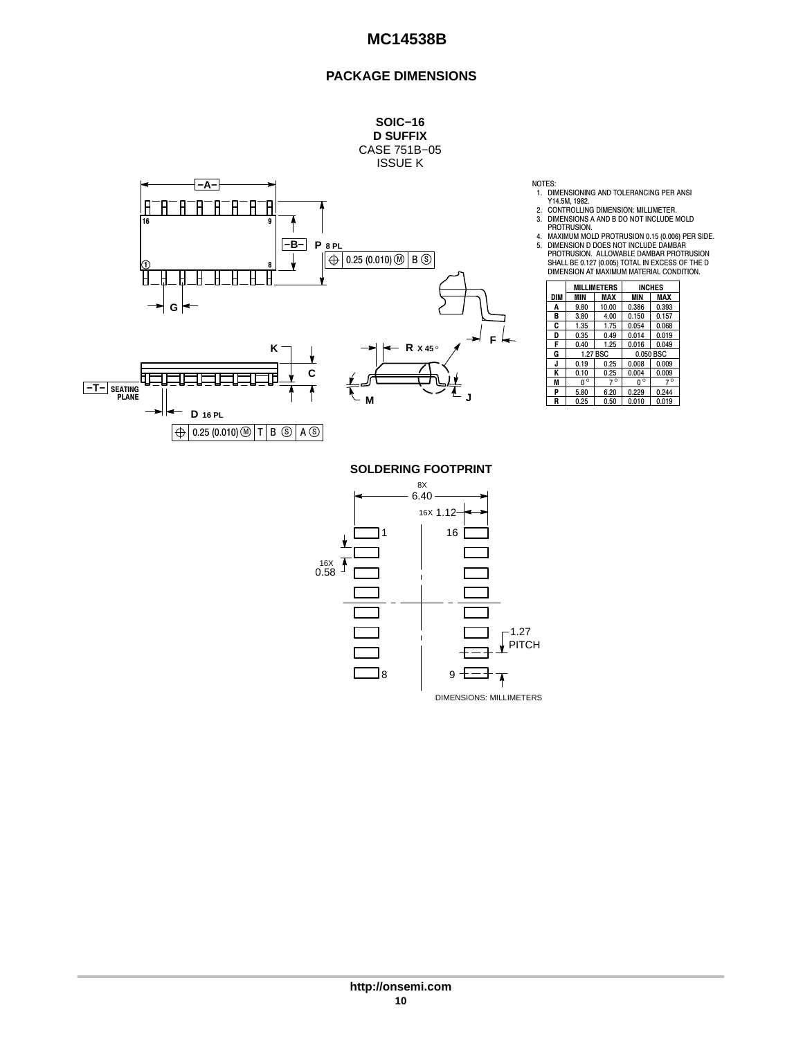## PACKAGE DIMENSIONS

**SOIC−16**
**D SUFFIX**
CASE 751B−05
ISSUE K

−A−
16
9
1
8
−B−
P 8 PL
0.25 (0.010) M B S
G
K
C
−T− SEATING PLANE
D 16 PL
0.25 (0.010) M T B S A S
R X 45°
F
M
J

NOTES:
1. DIMENSIONING AND TOLERANCING PER ANSI Y14.5M, 1982.
2. CONTROLLING DIMENSION: MILLIMETER.
3. DIMENSIONS A AND B DO NOT INCLUDE MOLD PROTRUSION.
4. MAXIMUM MOLD PROTRUSION 0.15 (0.006) PER SIDE.
5. DIMENSION D DOES NOT INCLUDE DAMBAR PROTRUSION. ALLOWABLE DAMBAR PROTRUSION SHALL BE 0.127 (0.005) TOTAL IN EXCESS OF THE D DIMENSION AT MAXIMUM MATERIAL CONDITION.

| | MILLIMETERS | | INCHES | |
|---|---|---|---|---|
| DIM | MIN | MAX | MIN | MAX |
| A | 9.80 | 10.00 | 0.386 | 0.393 |
| B | 3.80 | 4.00 | 0.150 | 0.157 |
| C | 1.35 | 1.75 | 0.054 | 0.068 |
| D | 0.35 | 0.49 | 0.014 | 0.019 |
| F | 0.40 | 1.25 | 0.016 | 0.049 |
| G | 1.27 BSC | | 0.050 BSC | |
| J | 0.19 | 0.25 | 0.008 | 0.009 |
| K | 0.10 | 0.25 | 0.004 | 0.009 |
| M | 0° | 7° | 0° | 7° |
| P | 5.80 | 6.20 | 0.229 | 0.244 |
| R | 0.25 | 0.50 | 0.010 | 0.019 |

### SOLDERING FOOTPRINT

8X
6.40
16X 1.12
1
16
16X
0.58
1.27
PITCH
8
9

DIMENSIONS: MILLIMETERS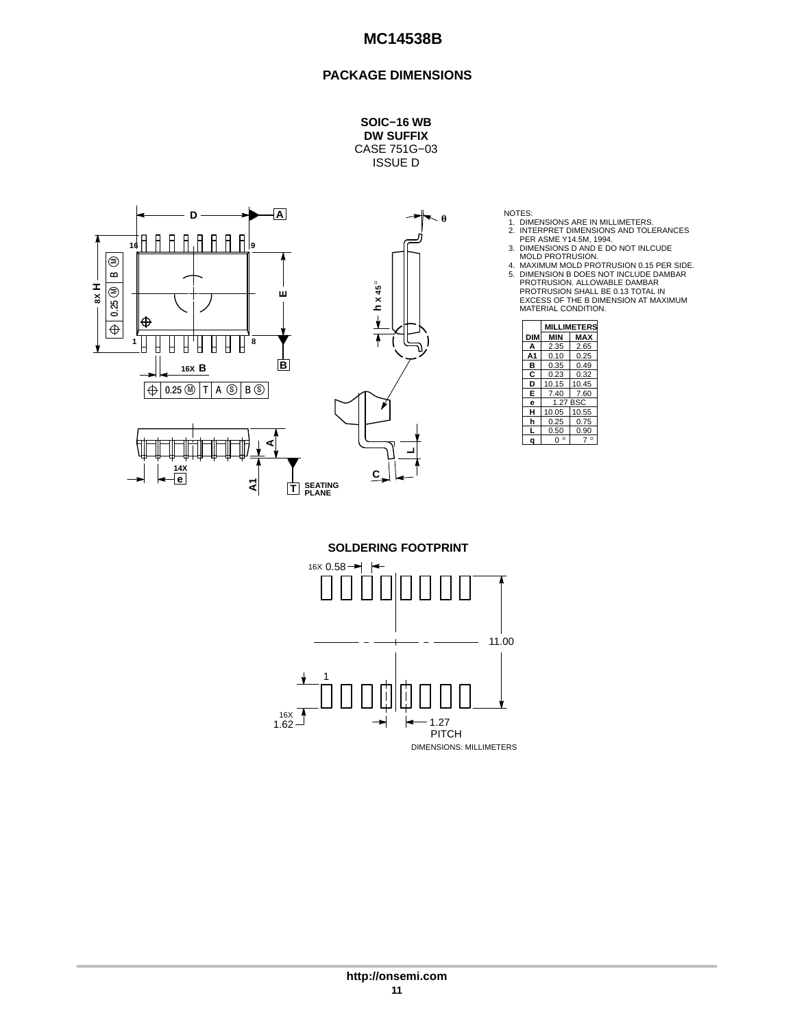## PACKAGE DIMENSIONS

**SOIC−16 WB**
**DW SUFFIX**
CASE 751G−03
ISSUE D

NOTES:
1. DIMENSIONS ARE IN MILLIMETERS.
2. INTERPRET DIMENSIONS AND TOLERANCES PER ASME Y14.5M, 1994.
3. DIMENSIONS D AND E DO NOT INLCUDE MOLD PROTRUSION.
4. MAXIMUM MOLD PROTRUSION 0.15 PER SIDE.
5. DIMENSION B DOES NOT INCLUDE DAMBAR PROTRUSION. ALLOWABLE DAMBAR PROTRUSION SHALL BE 0.13 TOTAL IN EXCESS OF THE B DIMENSION AT MAXIMUM MATERIAL CONDITION.

| DIM | MILLIMETERS MIN | MILLIMETERS MAX |
|---|---|---|
| A | 2.35 | 2.65 |
| A1 | 0.10 | 0.25 |
| B | 0.35 | 0.49 |
| C | 0.23 | 0.32 |
| D | 10.15 | 10.45 |
| E | 7.40 | 7.60 |
| e | 1.27 BSC | |
| H | 10.05 | 10.55 |
| h | 0.25 | 0.75 |
| L | 0.50 | 0.90 |
| q | 0 ° | 7 ° |

D
A
16
9
1
8
8X H
0.25 M B M
E
B
16X B
0.25 M T A S B S
h x 45°
θ
A
14X
e
A1
T SEATING PLANE
C
L

**SOLDERING FOOTPRINT**

16X 0.58
11.00
1
16X 1.62
1.27 PITCH
DIMENSIONS: MILLIMETERS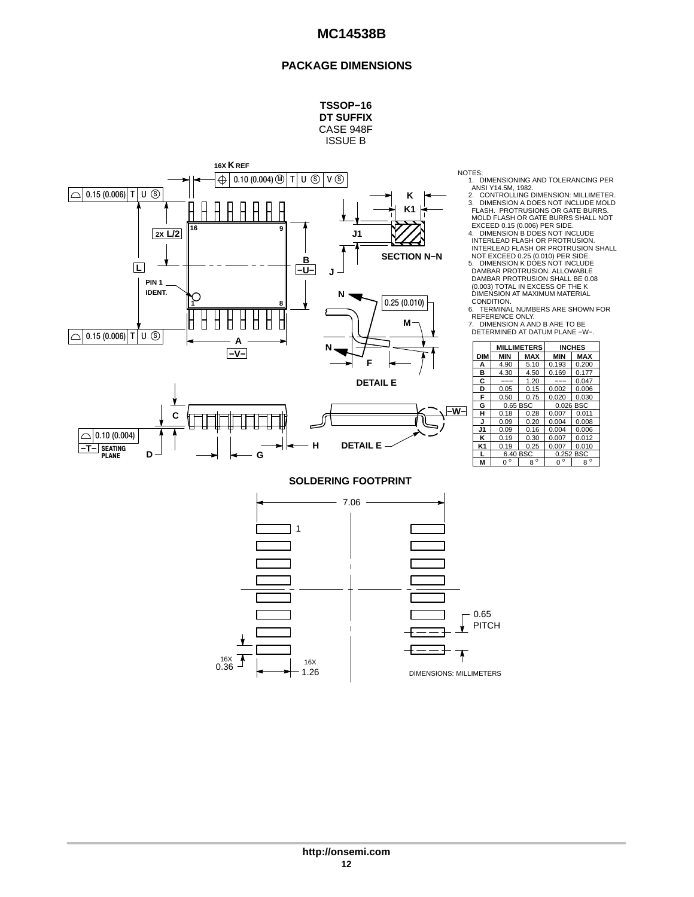## PACKAGE DIMENSIONS

**TSSOP−16**
**DT SUFFIX**
CASE 948F
ISSUE B

16X K REF
0.10 (0.004) M T U S V S
0.15 (0.006) T U S
K
K1
2X L/2
16
9
J1
B
−U−
SECTION N−N
L
J
PIN 1 IDENT.
1
8
N
0.25 (0.010)
M
0.15 (0.006) T U S
A
−V−
N
F
DETAIL E
C
−W−
0.10 (0.004)
−T− SEATING PLANE
D
G
H
DETAIL E

NOTES:
1. DIMENSIONING AND TOLERANCING PER ANSI Y14.5M, 1982.
2. CONTROLLING DIMENSION: MILLIMETER.
3. DIMENSION A DOES NOT INCLUDE MOLD FLASH. PROTRUSIONS OR GATE BURRS. MOLD FLASH OR GATE BURRS SHALL NOT EXCEED 0.15 (0.006) PER SIDE.
4. DIMENSION B DOES NOT INCLUDE INTERLEAD FLASH OR PROTRUSION. INTERLEAD FLASH OR PROTRUSION SHALL NOT EXCEED 0.25 (0.010) PER SIDE.
5. DIMENSION K DOES NOT INCLUDE DAMBAR PROTRUSION. ALLOWABLE DAMBAR PROTRUSION SHALL BE 0.08 (0.003) TOTAL IN EXCESS OF THE K DIMENSION AT MAXIMUM MATERIAL CONDITION.
6. TERMINAL NUMBERS ARE SHOWN FOR REFERENCE ONLY.
7. DIMENSION A AND B ARE TO BE DETERMINED AT DATUM PLANE −W−.

| | MILLIMETERS | | INCHES | |
|---|---|---|---|---|
| DIM | MIN | MAX | MIN | MAX |
| A | 4.90 | 5.10 | 0.193 | 0.200 |
| B | 4.30 | 4.50 | 0.169 | 0.177 |
| C | −−− | 1.20 | −−− | 0.047 |
| D | 0.05 | 0.15 | 0.002 | 0.006 |
| F | 0.50 | 0.75 | 0.020 | 0.030 |
| G | 0.65 BSC | | 0.026 BSC | |
| H | 0.18 | 0.28 | 0.007 | 0.011 |
| J | 0.09 | 0.20 | 0.004 | 0.008 |
| J1 | 0.09 | 0.16 | 0.004 | 0.006 |
| K | 0.19 | 0.30 | 0.007 | 0.012 |
| K1 | 0.19 | 0.25 | 0.007 | 0.010 |
| L | 6.40 BSC | | 0.252 BSC | |
| M | 0° | 8° | 0° | 8° |

### SOLDERING FOOTPRINT

7.06
1
0.65 PITCH
16X 0.36
16X 1.26
DIMENSIONS: MILLIMETERS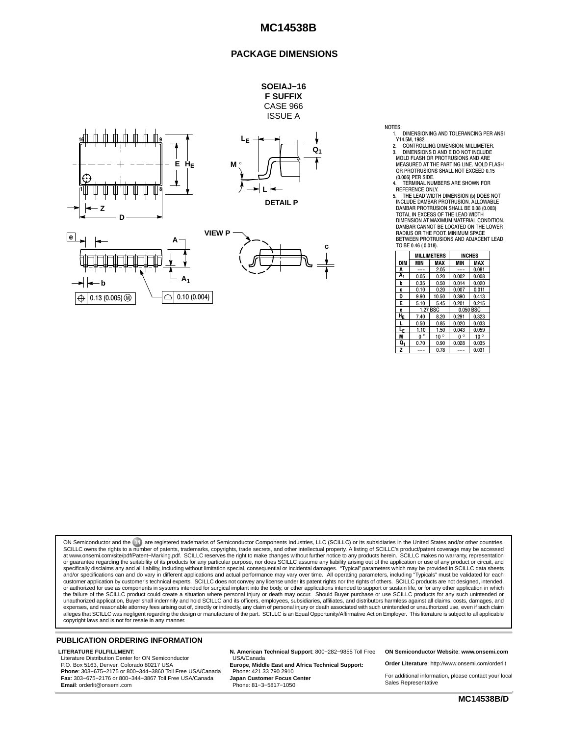## PACKAGE DIMENSIONS

**SOEIAJ−16**
**F SUFFIX**
CASE 966
ISSUE A

DETAIL P

VIEW P

0.13 (0.005) M

0.10 (0.004)

NOTES:
1. DIMENSIONING AND TOLERANCING PER ANSI Y14.5M, 1982.
2. CONTROLLING DIMENSION: MILLIMETER.
3. DIMENSIONS D AND E DO NOT INCLUDE MOLD FLASH OR PROTRUSIONS AND ARE MEASURED AT THE PARTING LINE. MOLD FLASH OR PROTRUSIONS SHALL NOT EXCEED 0.15 (0.006) PER SIDE.
4. TERMINAL NUMBERS ARE SHOWN FOR REFERENCE ONLY.
5. THE LEAD WIDTH DIMENSION (b) DOES NOT INCLUDE DAMBAR PROTRUSION. ALLOWABLE DAMBAR PROTRUSION SHALL BE 0.08 (0.003) TOTAL IN EXCESS OF THE LEAD WIDTH DIMENSION AT MAXIMUM MATERIAL CONDITION. DAMBAR CANNOT BE LOCATED ON THE LOWER RADIUS OR THE FOOT. MINIMUM SPACE BETWEEN PROTRUSIONS AND ADJACENT LEAD TO BE 0.46 ( 0.018).

| | MILLIMETERS | | INCHES | |
|---|---|---|---|---|
| DIM | MIN | MAX | MIN | MAX |
| A | --- | 2.05 | --- | 0.081 |
| $A_1$ | 0.05 | 0.20 | 0.002 | 0.008 |
| b | 0.35 | 0.50 | 0.014 | 0.020 |
| c | 0.10 | 0.20 | 0.007 | 0.011 |
| D | 9.90 | 10.50 | 0.390 | 0.413 |
| E | 5.10 | 5.45 | 0.201 | 0.215 |
| e | 1.27 BSC | | 0.050 BSC | |
| $H_E$ | 7.40 | 8.20 | 0.291 | 0.323 |
| L | 0.50 | 0.85 | 0.020 | 0.033 |
| $L_E$ | 1.10 | 1.50 | 0.043 | 0.059 |
| M | 0 ° | 10 ° | 0 ° | 10 ° |
| $Q_1$ | 0.70 | 0.90 | 0.028 | 0.035 |
| Z | --- | 0.78 | --- | 0.031 |

ON Semiconductor and the ON logo are registered trademarks of Semiconductor Components Industries, LLC (SCILLC) or its subsidiaries in the United States and/or other countries. SCILLC owns the rights to a number of patents, trademarks, copyrights, trade secrets, and other intellectual property. A listing of SCILLC's product/patent coverage may be accessed at www.onsemi.com/site/pdf/Patent−Marking.pdf. SCILLC reserves the right to make changes without further notice to any products herein. SCILLC makes no warranty, representation or guarantee regarding the suitability of its products for any particular purpose, nor does SCILLC assume any liability arising out of the application or use of any product or circuit, and specifically disclaims any and all liability, including without limitation special, consequential or incidental damages. "Typical" parameters which may be provided in SCILLC data sheets and/or specifications can and do vary in different applications and actual performance may vary over time. All operating parameters, including "Typicals" must be validated for each customer application by customer's technical experts. SCILLC does not convey any license under its patent rights nor the rights of others. SCILLC products are not designed, intended, or authorized for use as components in systems intended for surgical implant into the body, or other applications intended to support or sustain life, or for any other application in which the failure of the SCILLC product could create a situation where personal injury or death may occur. Should Buyer purchase or use SCILLC products for any such unintended or unauthorized application, Buyer shall indemnify and hold SCILLC and its officers, employees, subsidiaries, affiliates, and distributors harmless against all claims, costs, damages, and expenses, and reasonable attorney fees arising out of, directly or indirectly, any claim of personal injury or death associated with such unintended or unauthorized use, even if such claim alleges that SCILLC was negligent regarding the design or manufacture of the part. SCILLC is an Equal Opportunity/Affirmative Action Employer. This literature is subject to all applicable copyright laws and is not for resale in any manner.

## PUBLICATION ORDERING INFORMATION

**LITERATURE FULFILLMENT**:
Literature Distribution Center for ON Semiconductor
P.O. Box 5163, Denver, Colorado 80217 USA
**Phone**: 303−675−2175 or 800−344−3860 Toll Free USA/Canada
**Fax**: 303−675−2176 or 800−344−3867 Toll Free USA/Canada
**Email**: orderlit@onsemi.com

**N. American Technical Support**: 800−282−9855 Toll Free USA/Canada
**Europe, Middle East and Africa Technical Support:**
Phone: 421 33 790 2910
**Japan Customer Focus Center**
Phone: 81−3−5817−1050

**ON Semiconductor Website**: **www.onsemi.com**

**Order Literature**: http://www.onsemi.com/orderlit

For additional information, please contact your local Sales Representative

**MC14538B/D**